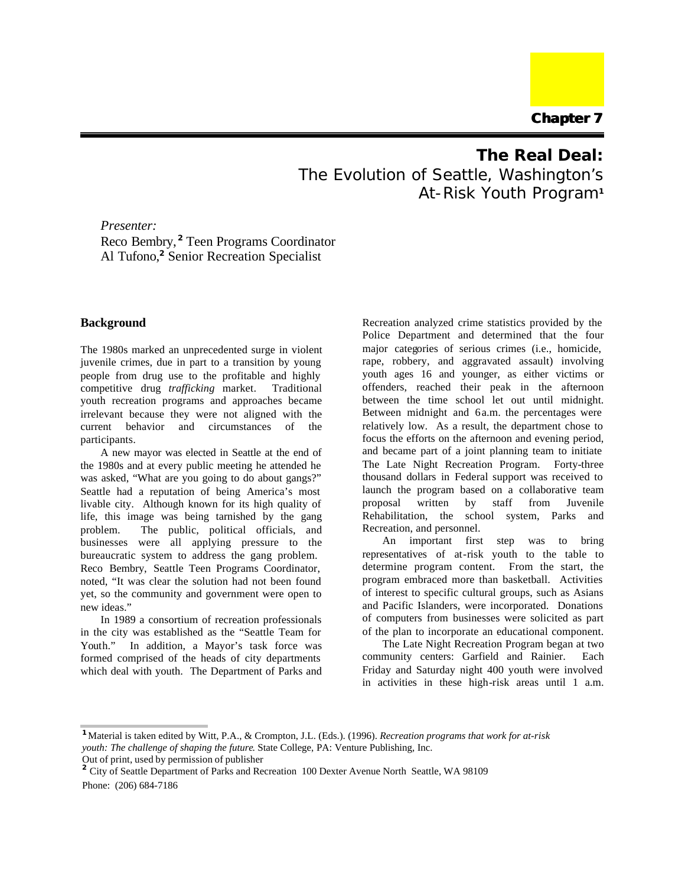Chapter 7

# The Real Deal:
## The Evolution of Seattle, Washington's At-Risk Youth Program[1]

*Presenter:*
Reco Bembry,[2] Teen Programs Coordinator
Al Tufono,[2] Senior Recreation Specialist

## Background

The 1980s marked an unprecedented surge in violent juvenile crimes, due in part to a transition by young people from drug use to the profitable and highly competitive drug *trafficking* market. Traditional youth recreation programs and approaches became irrelevant because they were not aligned with the current behavior and circumstances of the participants.

A new mayor was elected in Seattle at the end of the 1980s and at every public meeting he attended he was asked, "What are you going to do about gangs?" Seattle had a reputation of being America's most livable city. Although known for its high quality of life, this image was being tarnished by the gang problem. The public, political officials, and businesses were all applying pressure to the bureaucratic system to address the gang problem. Reco Bembry, Seattle Teen Programs Coordinator, noted, "It was clear the solution had not been found yet, so the community and government were open to new ideas."

In 1989 a consortium of recreation professionals in the city was established as the "Seattle Team for Youth." In addition, a Mayor's task force was formed comprised of the heads of city departments which deal with youth. The Department of Parks and Recreation analyzed crime statistics provided by the Police Department and determined that the four major categories of serious crimes (i.e., homicide, rape, robbery, and aggravated assault) involving youth ages 16 and younger, as either victims or offenders, reached their peak in the afternoon between the time school let out until midnight. Between midnight and 6 a.m. the percentages were relatively low. As a result, the department chose to focus the efforts on the afternoon and evening period, and became part of a joint planning team to initiate The Late Night Recreation Program. Forty-three thousand dollars in Federal support was received to launch the program based on a collaborative team proposal written by staff from Juvenile Rehabilitation, the school system, Parks and Recreation, and personnel.

An important first step was to bring representatives of at-risk youth to the table to determine program content. From the start, the program embraced more than basketball. Activities of interest to specific cultural groups, such as Asians and Pacific Islanders, were incorporated. Donations of computers from businesses were solicited as part of the plan to incorporate an educational component.

The Late Night Recreation Program began at two community centers: Garfield and Rainier. Each Friday and Saturday night 400 youth were involved in activities in these high-risk areas until 1 a.m.

---

[1] Material is taken edited by Witt, P.A., & Crompton, J.L. (Eds.). (1996). *Recreation programs that work for at-risk youth: The challenge of shaping the future*. State College, PA: Venture Publishing, Inc.
Out of print, used by permission of publisher

[2] City of Seattle Department of Parks and Recreation 100 Dexter Avenue North Seattle, WA 98109
Phone: (206) 684-7186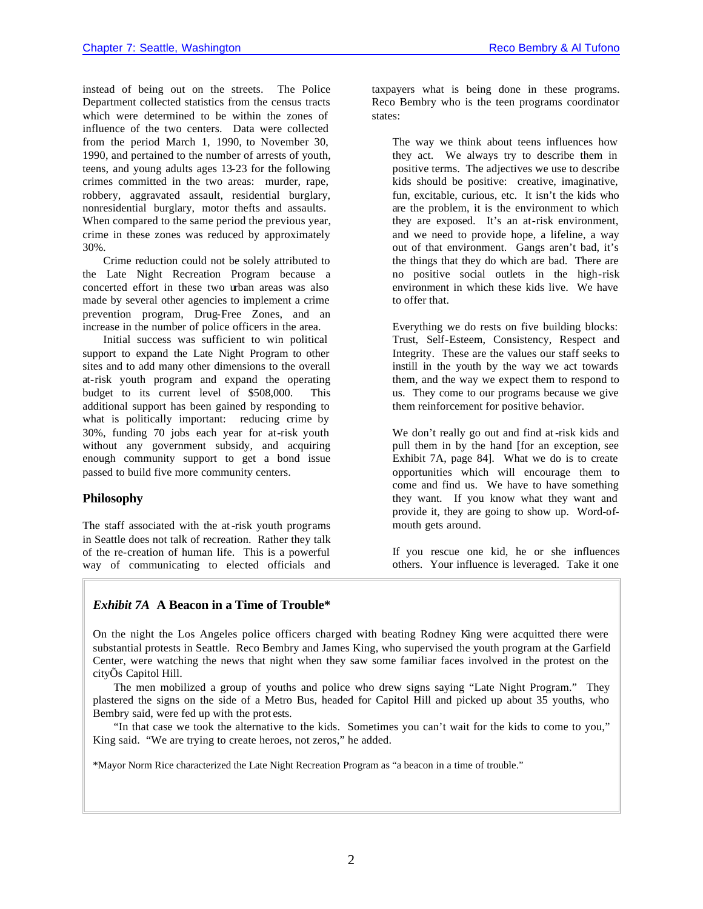instead of being out on the streets. The Police Department collected statistics from the census tracts which were determined to be within the zones of influence of the two centers. Data were collected from the period March 1, 1990, to November 30, 1990, and pertained to the number of arrests of youth, teens, and young adults ages 13-23 for the following crimes committed in the two areas: murder, rape, robbery, aggravated assault, residential burglary, nonresidential burglary, motor thefts and assaults. When compared to the same period the previous year, crime in these zones was reduced by approximately 30%.

Crime reduction could not be solely attributed to the Late Night Recreation Program because a concerted effort in these two urban areas was also made by several other agencies to implement a crime prevention program, Drug-Free Zones, and an increase in the number of police officers in the area.

Initial success was sufficient to win political support to expand the Late Night Program to other sites and to add many other dimensions to the overall at-risk youth program and expand the operating budget to its current level of $508,000. This additional support has been gained by responding to what is politically important: reducing crime by 30%, funding 70 jobs each year for at-risk youth without any government subsidy, and acquiring enough community support to get a bond issue passed to build five more community centers.

## Philosophy

The staff associated with the at-risk youth programs in Seattle does not talk of recreation. Rather they talk of the re-creation of human life. This is a powerful way of communicating to elected officials and taxpayers what is being done in these programs. Reco Bembry who is the teen programs coordinator states:

> The way we think about teens influences how they act. We always try to describe them in positive terms. The adjectives we use to describe kids should be positive: creative, imaginative, fun, excitable, curious, etc. It isn't the kids who are the problem, it is the environment to which they are exposed. It's an at-risk environment, and we need to provide hope, a lifeline, a way out of that environment. Gangs aren't bad, it's the things that they do which are bad. There are no positive social outlets in the high-risk environment in which these kids live. We have to offer that.
>
> Everything we do rests on five building blocks: Trust, Self-Esteem, Consistency, Respect and Integrity. These are the values our staff seeks to instill in the youth by the way we act towards them, and the way we expect them to respond to us. They come to our programs because we give them reinforcement for positive behavior.
>
> We don't really go out and find at-risk kids and pull them in by the hand [for an exception, see Exhibit 7A, page 84]. What we do is to create opportunities which will encourage them to come and find us. We have to have something they want. If you know what they want and provide it, they are going to show up. Word-of-mouth gets around.
>
> If you rescue one kid, he or she influences others. Your influence is leveraged. Take it one

### *Exhibit 7A* A Beacon in a Time of Trouble*

On the night the Los Angeles police officers charged with beating Rodney King were acquitted there were substantial protests in Seattle. Reco Bembry and James King, who supervised the youth program at the Garfield Center, were watching the news that night when they saw some familiar faces involved in the protest on the cityÕs Capitol Hill.

The men mobilized a group of youths and police who drew signs saying "Late Night Program." They plastered the signs on the side of a Metro Bus, headed for Capitol Hill and picked up about 35 youths, who Bembry said, were fed up with the protests.

"In that case we took the alternative to the kids. Sometimes you can't wait for the kids to come to you," King said. "We are trying to create heroes, not zeros," he added.

*Mayor Norm Rice characterized the Late Night Recreation Program as "a beacon in a time of trouble."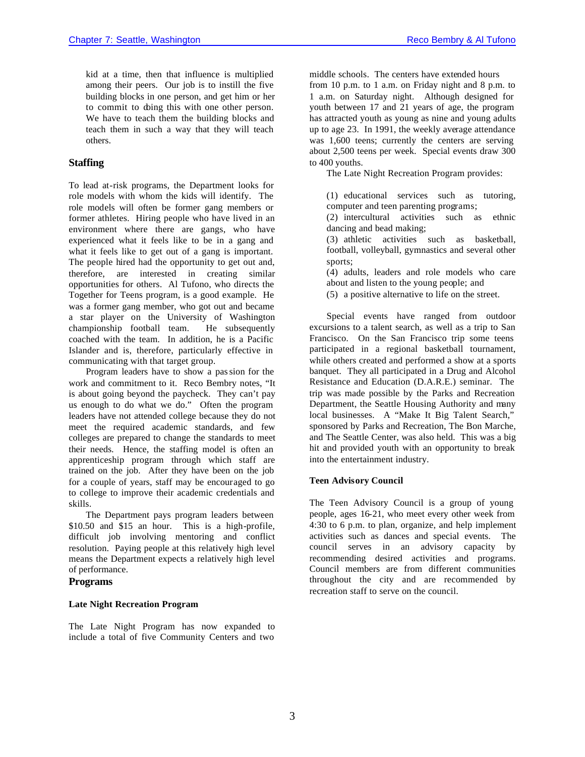kid at a time, then that influence is multiplied among their peers. Our job is to instill the five building blocks in one person, and get him or her to commit to doing this with one other person. We have to teach them the building blocks and teach them in such a way that they will teach others.

## Staffing

To lead at-risk programs, the Department looks for role models with whom the kids will identify. The role models will often be former gang members or former athletes. Hiring people who have lived in an environment where there are gangs, who have experienced what it feels like to be in a gang and what it feels like to get out of a gang is important. The people hired had the opportunity to get out and, therefore, are interested in creating similar opportunities for others. Al Tufono, who directs the Together for Teens program, is a good example. He was a former gang member, who got out and became a star player on the University of Washington championship football team. He subsequently coached with the team. In addition, he is a Pacific Islander and is, therefore, particularly effective in communicating with that target group.

Program leaders have to show a passion for the work and commitment to it. Reco Bembry notes, "It is about going beyond the paycheck. They can't pay us enough to do what we do." Often the program leaders have not attended college because they do not meet the required academic standards, and few colleges are prepared to change the standards to meet their needs. Hence, the staffing model is often an apprenticeship program through which staff are trained on the job. After they have been on the job for a couple of years, staff may be encouraged to go to college to improve their academic credentials and skills.

The Department pays program leaders between $10.50 and $15 an hour. This is a high-profile, difficult job involving mentoring and conflict resolution. Paying people at this relatively high level means the Department expects a relatively high level of performance.

## Programs

### Late Night Recreation Program

The Late Night Program has now expanded to include a total of five Community Centers and two middle schools. The centers have extended hours from 10 p.m. to 1 a.m. on Friday night and 8 p.m. to 1 a.m. on Saturday night. Although designed for youth between 17 and 21 years of age, the program has attracted youth as young as nine and young adults up to age 23. In 1991, the weekly average attendance was 1,600 teens; currently the centers are serving about 2,500 teens per week. Special events draw 300 to 400 youths.

The Late Night Recreation Program provides:

(1) educational services such as tutoring, computer and teen parenting programs;
(2) intercultural activities such as ethnic dancing and bead making;
(3) athletic activities such as basketball, football, volleyball, gymnastics and several other sports;
(4) adults, leaders and role models who care about and listen to the young people; and
(5) a positive alternative to life on the street.

Special events have ranged from outdoor excursions to a talent search, as well as a trip to San Francisco. On the San Francisco trip some teens participated in a regional basketball tournament, while others created and performed a show at a sports banquet. They all participated in a Drug and Alcohol Resistance and Education (D.A.R.E.) seminar. The trip was made possible by the Parks and Recreation Department, the Seattle Housing Authority and many local businesses. A "Make It Big Talent Search," sponsored by Parks and Recreation, The Bon Marche, and The Seattle Center, was also held. This was a big hit and provided youth with an opportunity to break into the entertainment industry.

### Teen Advisory Council

The Teen Advisory Council is a group of young people, ages 16-21, who meet every other week from 4:30 to 6 p.m. to plan, organize, and help implement activities such as dances and special events. The council serves in an advisory capacity by recommending desired activities and programs. Council members are from different communities throughout the city and are recommended by recreation staff to serve on the council.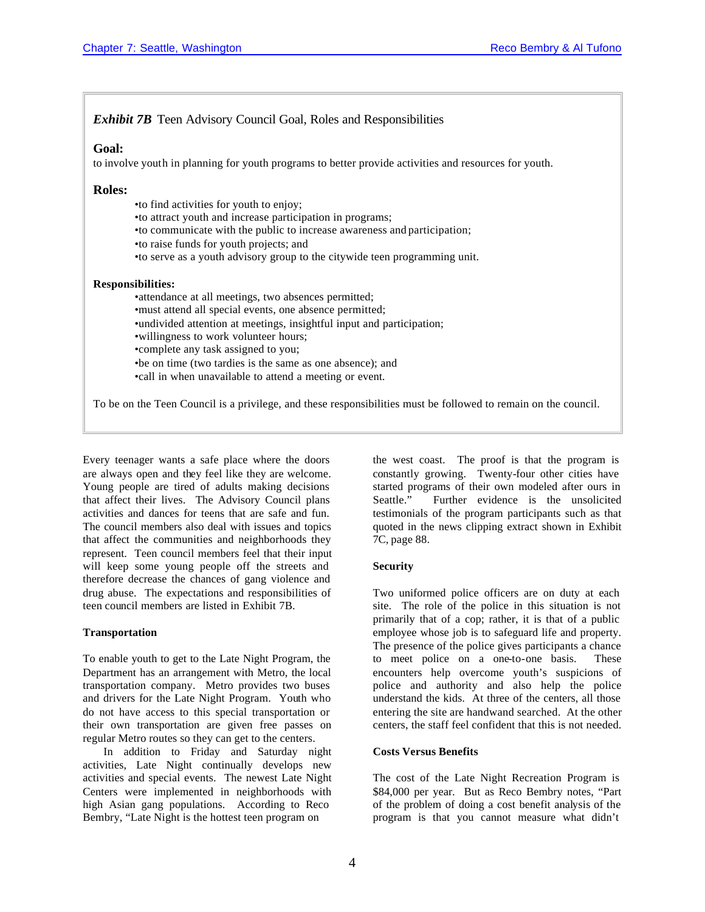***Exhibit 7B*** Teen Advisory Council Goal, Roles and Responsibilities

**Goal:**
to involve youth in planning for youth programs to better provide activities and resources for youth.

**Roles:**

- to find activities for youth to enjoy;
- to attract youth and increase participation in programs;
- to communicate with the public to increase awareness and participation;
- to raise funds for youth projects; and
- to serve as a youth advisory group to the citywide teen programming unit.

**Responsibilities:**

- attendance at all meetings, two absences permitted;
- must attend all special events, one absence permitted;
- undivided attention at meetings, insightful input and participation;
- willingness to work volunteer hours;
- complete any task assigned to you;
- be on time (two tardies is the same as one absence); and
- call in when unavailable to attend a meeting or event.

To be on the Teen Council is a privilege, and these responsibilities must be followed to remain on the council.

Every teenager wants a safe place where the doors are always open and they feel like they are welcome. Young people are tired of adults making decisions that affect their lives. The Advisory Council plans activities and dances for teens that are safe and fun. The council members also deal with issues and topics that affect the communities and neighborhoods they represent. Teen council members feel that their input will keep some young people off the streets and therefore decrease the chances of gang violence and drug abuse. The expectations and responsibilities of teen council members are listed in Exhibit 7B.

**Transportation**

To enable youth to get to the Late Night Program, the Department has an arrangement with Metro, the local transportation company. Metro provides two buses and drivers for the Late Night Program. Youth who do not have access to this special transportation or their own transportation are given free passes on regular Metro routes so they can get to the centers.

In addition to Friday and Saturday night activities, Late Night continually develops new activities and special events. The newest Late Night Centers were implemented in neighborhoods with high Asian gang populations. According to Reco Bembry, "Late Night is the hottest teen program on the west coast. The proof is that the program is constantly growing. Twenty-four other cities have started programs of their own modeled after ours in Seattle." Further evidence is the unsolicited testimonials of the program participants such as that quoted in the news clipping extract shown in Exhibit 7C, page 88.

**Security**

Two uniformed police officers are on duty at each site. The role of the police in this situation is not primarily that of a cop; rather, it is that of a public employee whose job is to safeguard life and property. The presence of the police gives participants a chance to meet police on a one-to-one basis. These encounters help overcome youth's suspicions of police and authority and also help the police understand the kids. At three of the centers, all those entering the site are handwand searched. At the other centers, the staff feel confident that this is not needed.

**Costs Versus Benefits**

The cost of the Late Night Recreation Program is $84,000 per year. But as Reco Bembry notes, "Part of the problem of doing a cost benefit analysis of the program is that you cannot measure what didn't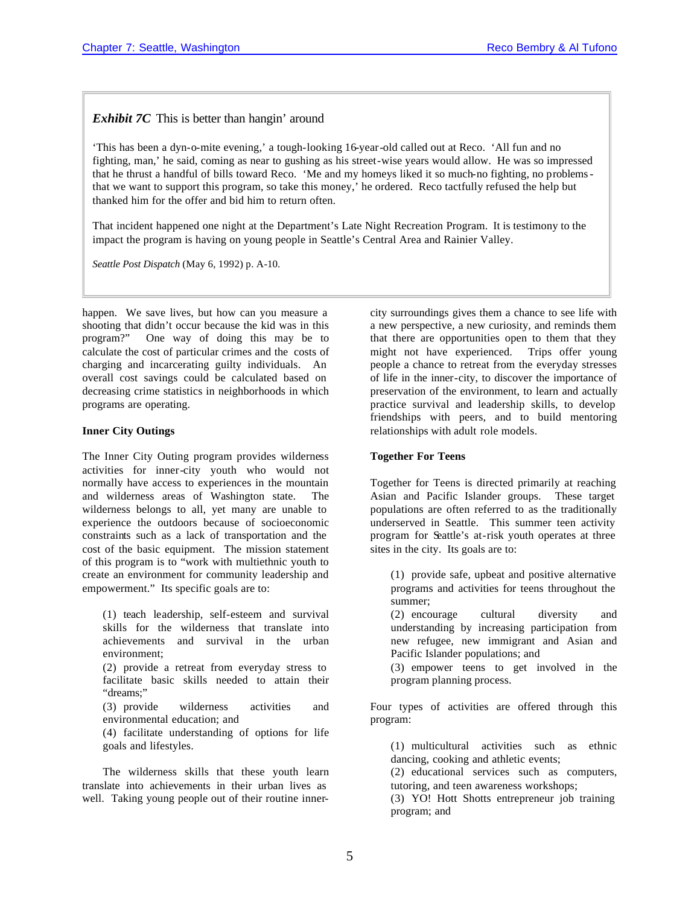***Exhibit 7C*** This is better than hangin' around

'This has been a dyn-o-mite evening,' a tough-looking 16-year-old called out at Reco. 'All fun and no fighting, man,' he said, coming as near to gushing as his street-wise years would allow. He was so impressed that he thrust a handful of bills toward Reco. 'Me and my homeys liked it so much-no fighting, no problems - that we want to support this program, so take this money,' he ordered. Reco tactfully refused the help but thanked him for the offer and bid him to return often.

That incident happened one night at the Department's Late Night Recreation Program. It is testimony to the impact the program is having on young people in Seattle's Central Area and Rainier Valley.

*Seattle Post Dispatch* (May 6, 1992) p. A-10.

happen. We save lives, but how can you measure a shooting that didn't occur because the kid was in this program?" One way of doing this may be to calculate the cost of particular crimes and the costs of charging and incarcerating guilty individuals. An overall cost savings could be calculated based on decreasing crime statistics in neighborhoods in which programs are operating.

**Inner City Outings**

The Inner City Outing program provides wilderness activities for inner-city youth who would not normally have access to experiences in the mountain and wilderness areas of Washington state. The wilderness belongs to all, yet many are unable to experience the outdoors because of socioeconomic constraints such as a lack of transportation and the cost of the basic equipment. The mission statement of this program is to "work with multiethnic youth to create an environment for community leadership and empowerment." Its specific goals are to:

(1) teach leadership, self-esteem and survival skills for the wilderness that translate into achievements and survival in the urban environment;
(2) provide a retreat from everyday stress to facilitate basic skills needed to attain their "dreams;"
(3) provide wilderness activities and environmental education; and
(4) facilitate understanding of options for life goals and lifestyles.

The wilderness skills that these youth learn translate into achievements in their urban lives as well. Taking young people out of their routine inner-city surroundings gives them a chance to see life with a new perspective, a new curiosity, and reminds them that there are opportunities open to them that they might not have experienced. Trips offer young people a chance to retreat from the everyday stresses of life in the inner-city, to discover the importance of preservation of the environment, to learn and actually practice survival and leadership skills, to develop friendships with peers, and to build mentoring relationships with adult role models.

**Together For Teens**

Together for Teens is directed primarily at reaching Asian and Pacific Islander groups. These target populations are often referred to as the traditionally underserved in Seattle. This summer teen activity program for Seattle's at-risk youth operates at three sites in the city. Its goals are to:

(1) provide safe, upbeat and positive alternative programs and activities for teens throughout the summer;
(2) encourage cultural diversity and understanding by increasing participation from new refugee, new immigrant and Asian and Pacific Islander populations; and
(3) empower teens to get involved in the program planning process.

Four types of activities are offered through this program:

(1) multicultural activities such as ethnic dancing, cooking and athletic events;
(2) educational services such as computers, tutoring, and teen awareness workshops;
(3) YO! Hott Shotts entrepreneur job training program; and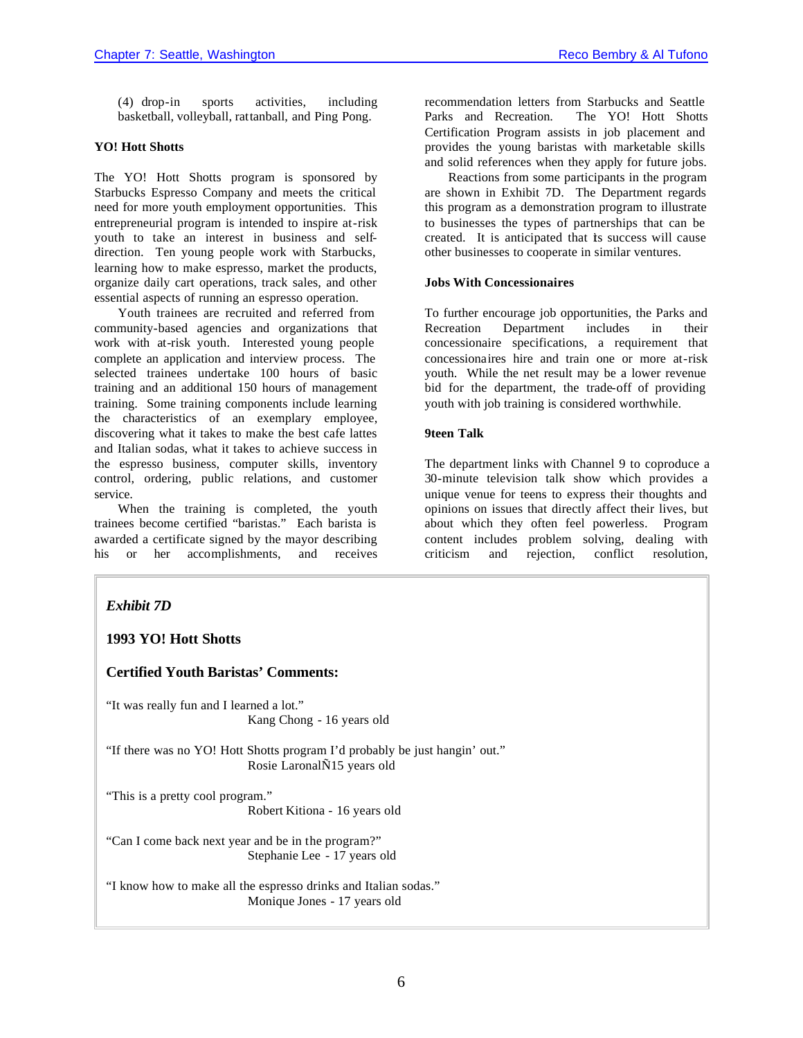(4) drop-in sports activities, including basketball, volleyball, rattanball, and Ping Pong.

**YO! Hott Shotts**

The YO! Hott Shotts program is sponsored by Starbucks Espresso Company and meets the critical need for more youth employment opportunities. This entrepreneurial program is intended to inspire at-risk youth to take an interest in business and self-direction. Ten young people work with Starbucks, learning how to make espresso, market the products, organize daily cart operations, track sales, and other essential aspects of running an espresso operation.

Youth trainees are recruited and referred from community-based agencies and organizations that work with at-risk youth. Interested young people complete an application and interview process. The selected trainees undertake 100 hours of basic training and an additional 150 hours of management training. Some training components include learning the characteristics of an exemplary employee, discovering what it takes to make the best cafe lattes and Italian sodas, what it takes to achieve success in the espresso business, computer skills, inventory control, ordering, public relations, and customer service.

When the training is completed, the youth trainees become certified "baristas." Each barista is awarded a certificate signed by the mayor describing his or her accomplishments, and receives recommendation letters from Starbucks and Seattle Parks and Recreation. The YO! Hott Shotts Certification Program assists in job placement and provides the young baristas with marketable skills and solid references when they apply for future jobs.

Reactions from some participants in the program are shown in Exhibit 7D. The Department regards this program as a demonstration program to illustrate to businesses the types of partnerships that can be created. It is anticipated that its success will cause other businesses to cooperate in similar ventures.

**Jobs With Concessionaires**

To further encourage job opportunities, the Parks and Recreation Department includes in their concessionaire specifications, a requirement that concessionaires hire and train one or more at-risk youth. While the net result may be a lower revenue bid for the department, the trade-off of providing youth with job training is considered worthwhile.

**9teen Talk**

The department links with Channel 9 to coproduce a 30-minute television talk show which provides a unique venue for teens to express their thoughts and opinions on issues that directly affect their lives, but about which they often feel powerless. Program content includes problem solving, dealing with criticism and rejection, conflict resolution,

***Exhibit 7D***

**1993 YO! Hott Shotts**

**Certified Youth Baristas' Comments:**

"It was really fun and I learned a lot."
Kang Chong - 16 years old

"If there was no YO! Hott Shotts program I'd probably be just hangin' out."
Rosie LaronalÑ15 years old

"This is a pretty cool program."
Robert Kitiona - 16 years old

"Can I come back next year and be in the program?"
Stephanie Lee - 17 years old

"I know how to make all the espresso drinks and Italian sodas."
Monique Jones - 17 years old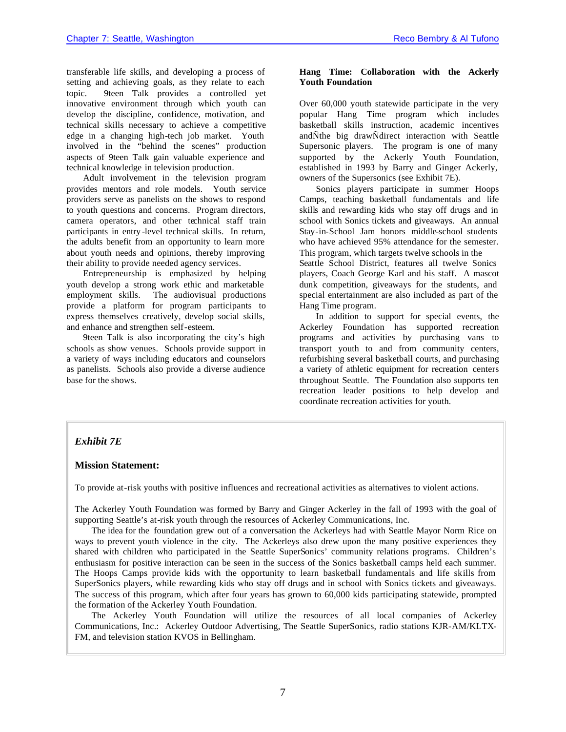transferable life skills, and developing a process of setting and achieving goals, as they relate to each topic. 9teen Talk provides a controlled yet innovative environment through which youth can develop the discipline, confidence, motivation, and technical skills necessary to achieve a competitive edge in a changing high-tech job market. Youth involved in the "behind the scenes" production aspects of 9teen Talk gain valuable experience and technical knowledge in television production.

Adult involvement in the television program provides mentors and role models. Youth service providers serve as panelists on the shows to respond to youth questions and concerns. Program directors, camera operators, and other technical staff train participants in entry-level technical skills. In return, the adults benefit from an opportunity to learn more about youth needs and opinions, thereby improving their ability to provide needed agency services.

Entrepreneurship is emphasized by helping youth develop a strong work ethic and marketable employment skills. The audiovisual productions provide a platform for program participants to express themselves creatively, develop social skills, and enhance and strengthen self-esteem.

9teen Talk is also incorporating the city's high schools as show venues. Schools provide support in a variety of ways including educators and counselors as panelists. Schools also provide a diverse audience base for the shows.

**Hang Time: Collaboration with the Ackerly Youth Foundation**

Over 60,000 youth statewide participate in the very popular Hang Time program which includes basketball skills instruction, academic incentives andÑthe big drawÑdirect interaction with Seattle Supersonic players. The program is one of many supported by the Ackerly Youth Foundation, established in 1993 by Barry and Ginger Ackerly, owners of the Supersonics (see Exhibit 7E).

Sonics players participate in summer Hoops Camps, teaching basketball fundamentals and life skills and rewarding kids who stay off drugs and in school with Sonics tickets and giveaways. An annual Stay-in-School Jam honors middle-school students who have achieved 95% attendance for the semester. This program, which targets twelve schools in the Seattle School District, features all twelve Sonics players, Coach George Karl and his staff. A mascot dunk competition, giveaways for the students, and special entertainment are also included as part of the Hang Time program.

In addition to support for special events, the Ackerley Foundation has supported recreation programs and activities by purchasing vans to transport youth to and from community centers, refurbishing several basketball courts, and purchasing a variety of athletic equipment for recreation centers throughout Seattle. The Foundation also supports ten recreation leader positions to help develop and coordinate recreation activities for youth.

---

***Exhibit 7E***

**Mission Statement:**

To provide at-risk youths with positive influences and recreational activities as alternatives to violent actions.

The Ackerley Youth Foundation was formed by Barry and Ginger Ackerley in the fall of 1993 with the goal of supporting Seattle's at-risk youth through the resources of Ackerley Communications, Inc.

The idea for the foundation grew out of a conversation the Ackerleys had with Seattle Mayor Norm Rice on ways to prevent youth violence in the city. The Ackerleys also drew upon the many positive experiences they shared with children who participated in the Seattle SuperSonics' community relations programs. Children's enthusiasm for positive interaction can be seen in the success of the Sonics basketball camps held each summer. The Hoops Camps provide kids with the opportunity to learn basketball fundamentals and life skills from SuperSonics players, while rewarding kids who stay off drugs and in school with Sonics tickets and giveaways. The success of this program, which after four years has grown to 60,000 kids participating statewide, prompted the formation of the Ackerley Youth Foundation.

The Ackerley Youth Foundation will utilize the resources of all local companies of Ackerley Communications, Inc.: Ackerley Outdoor Advertising, The Seattle SuperSonics, radio stations KJR-AM/KLTX-FM, and television station KVOS in Bellingham.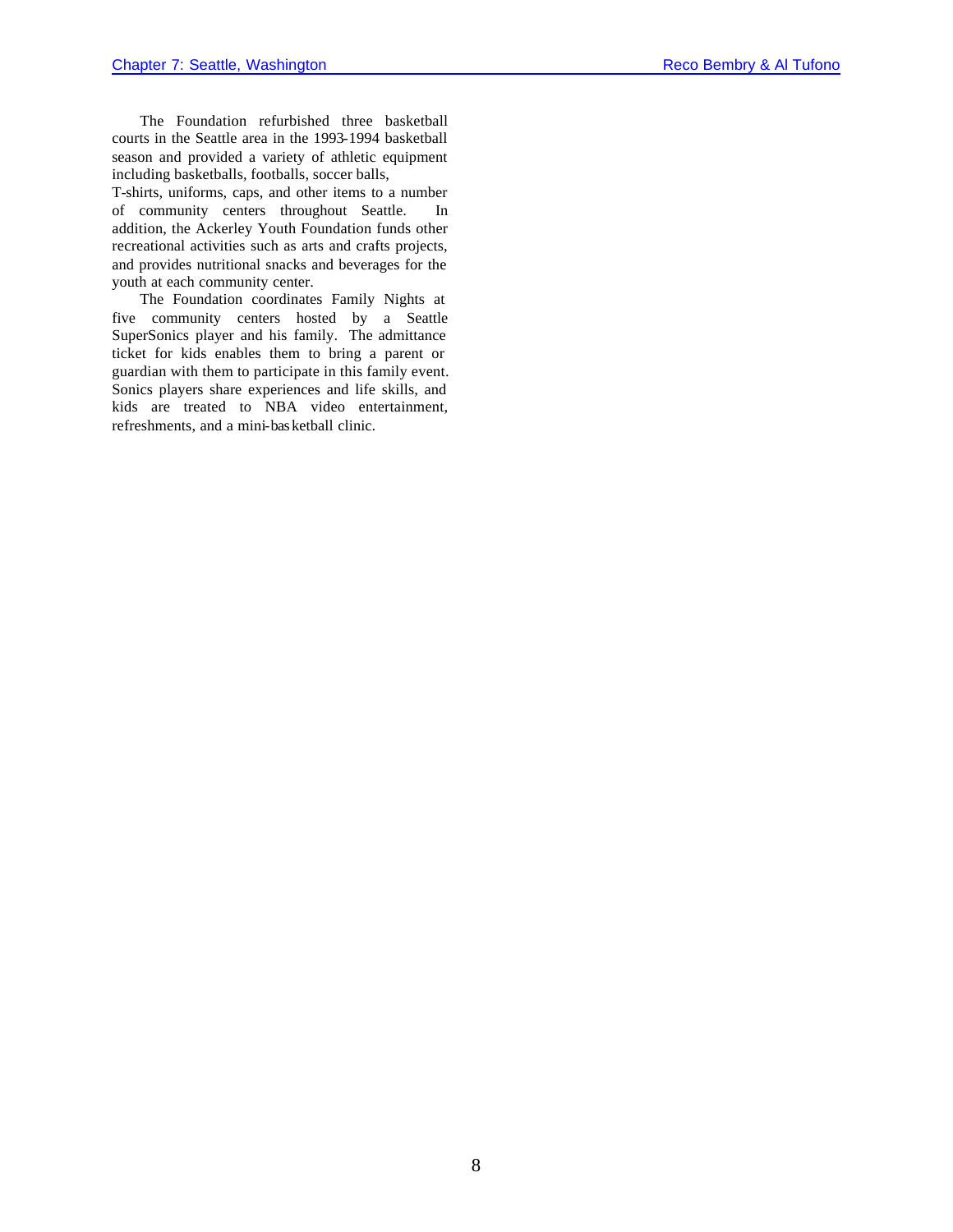The Foundation refurbished three basketball courts in the Seattle area in the 1993-1994 basketball season and provided a variety of athletic equipment including basketballs, footballs, soccer balls, T-shirts, uniforms, caps, and other items to a number of community centers throughout Seattle. In addition, the Ackerley Youth Foundation funds other recreational activities such as arts and crafts projects, and provides nutritional snacks and beverages for the youth at each community center.

The Foundation coordinates Family Nights at five community centers hosted by a Seattle SuperSonics player and his family. The admittance ticket for kids enables them to bring a parent or guardian with them to participate in this family event. Sonics players share experiences and life skills, and kids are treated to NBA video entertainment, refreshments, and a mini-basketball clinic.